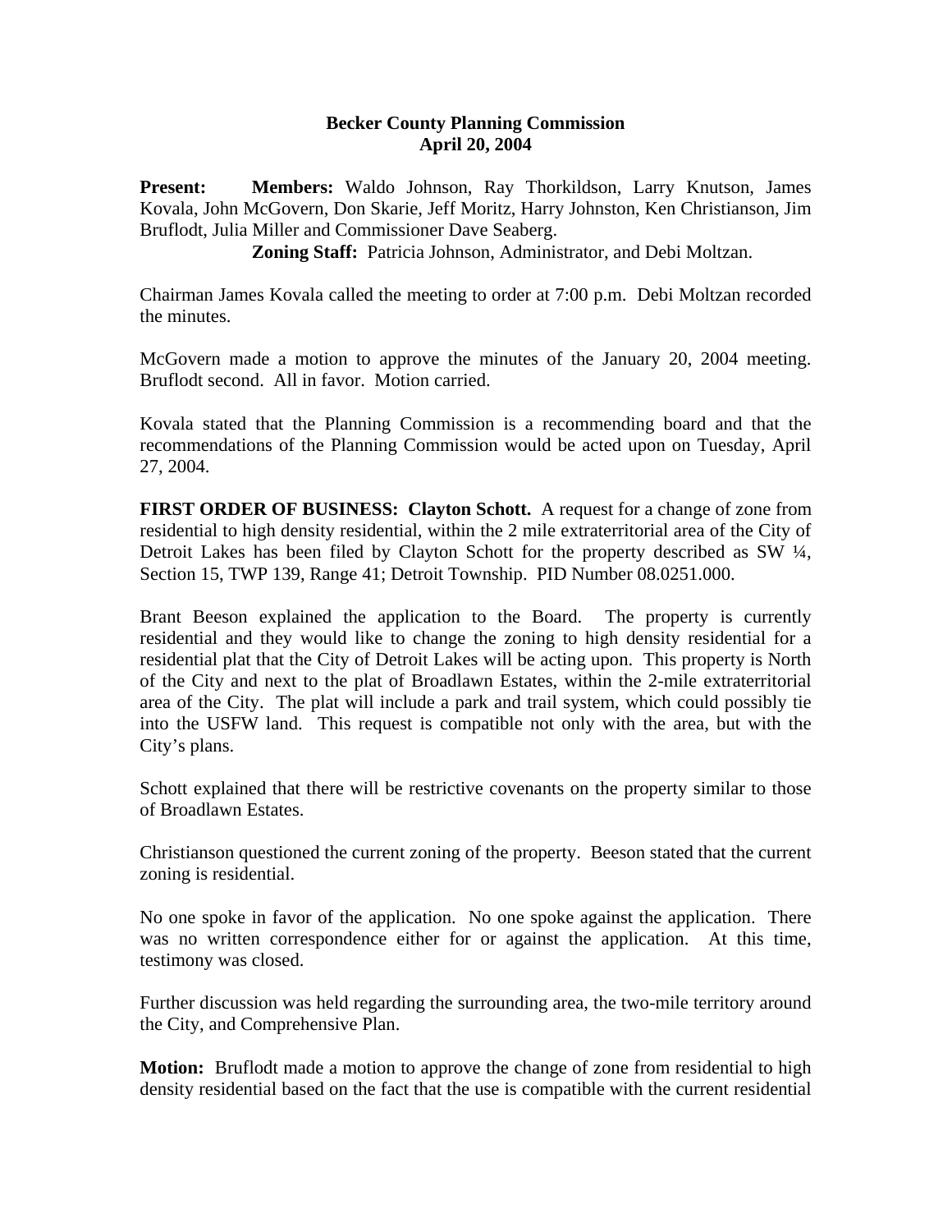**Becker County Planning Commission**
**April 20, 2004**

**Present:** **Members:** Waldo Johnson, Ray Thorkildson, Larry Knutson, James Kovala, John McGovern, Don Skarie, Jeff Moritz, Harry Johnston, Ken Christianson, Jim Bruflodt, Julia Miller and Commissioner Dave Seaberg.

**Zoning Staff:** Patricia Johnson, Administrator, and Debi Moltzan.

Chairman James Kovala called the meeting to order at 7:00 p.m. Debi Moltzan recorded the minutes.

McGovern made a motion to approve the minutes of the January 20, 2004 meeting. Bruflodt second. All in favor. Motion carried.

Kovala stated that the Planning Commission is a recommending board and that the recommendations of the Planning Commission would be acted upon on Tuesday, April 27, 2004.

**FIRST ORDER OF BUSINESS: Clayton Schott.** A request for a change of zone from residential to high density residential, within the 2 mile extraterritorial area of the City of Detroit Lakes has been filed by Clayton Schott for the property described as SW ¼, Section 15, TWP 139, Range 41; Detroit Township. PID Number 08.0251.000.

Brant Beeson explained the application to the Board. The property is currently residential and they would like to change the zoning to high density residential for a residential plat that the City of Detroit Lakes will be acting upon. This property is North of the City and next to the plat of Broadlawn Estates, within the 2-mile extraterritorial area of the City. The plat will include a park and trail system, which could possibly tie into the USFW land. This request is compatible not only with the area, but with the City's plans.

Schott explained that there will be restrictive covenants on the property similar to those of Broadlawn Estates.

Christianson questioned the current zoning of the property. Beeson stated that the current zoning is residential.

No one spoke in favor of the application. No one spoke against the application. There was no written correspondence either for or against the application. At this time, testimony was closed.

Further discussion was held regarding the surrounding area, the two-mile territory around the City, and Comprehensive Plan.

**Motion:** Bruflodt made a motion to approve the change of zone from residential to high density residential based on the fact that the use is compatible with the current residential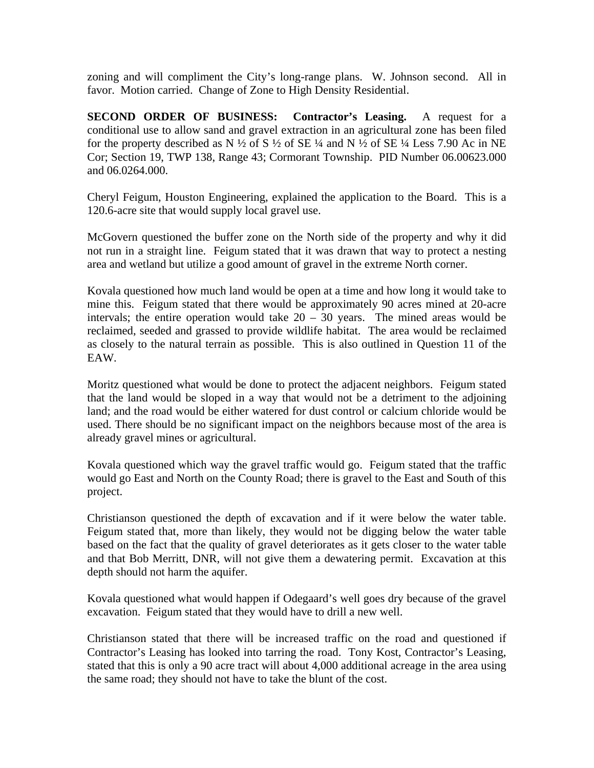zoning and will compliment the City's long-range plans. W. Johnson second. All in favor. Motion carried. Change of Zone to High Density Residential.

**SECOND ORDER OF BUSINESS: Contractor's Leasing.** A request for a conditional use to allow sand and gravel extraction in an agricultural zone has been filed for the property described as N ½ of S ½ of SE ¼ and N ½ of SE ¼ Less 7.90 Ac in NE Cor; Section 19, TWP 138, Range 43; Cormorant Township. PID Number 06.00623.000 and 06.0264.000.

Cheryl Feigum, Houston Engineering, explained the application to the Board. This is a 120.6-acre site that would supply local gravel use.

McGovern questioned the buffer zone on the North side of the property and why it did not run in a straight line. Feigum stated that it was drawn that way to protect a nesting area and wetland but utilize a good amount of gravel in the extreme North corner.

Kovala questioned how much land would be open at a time and how long it would take to mine this. Feigum stated that there would be approximately 90 acres mined at 20-acre intervals; the entire operation would take 20 – 30 years. The mined areas would be reclaimed, seeded and grassed to provide wildlife habitat. The area would be reclaimed as closely to the natural terrain as possible. This is also outlined in Question 11 of the EAW.

Moritz questioned what would be done to protect the adjacent neighbors. Feigum stated that the land would be sloped in a way that would not be a detriment to the adjoining land; and the road would be either watered for dust control or calcium chloride would be used. There should be no significant impact on the neighbors because most of the area is already gravel mines or agricultural.

Kovala questioned which way the gravel traffic would go. Feigum stated that the traffic would go East and North on the County Road; there is gravel to the East and South of this project.

Christianson questioned the depth of excavation and if it were below the water table. Feigum stated that, more than likely, they would not be digging below the water table based on the fact that the quality of gravel deteriorates as it gets closer to the water table and that Bob Merritt, DNR, will not give them a dewatering permit. Excavation at this depth should not harm the aquifer.

Kovala questioned what would happen if Odegaard's well goes dry because of the gravel excavation. Feigum stated that they would have to drill a new well.

Christianson stated that there will be increased traffic on the road and questioned if Contractor's Leasing has looked into tarring the road. Tony Kost, Contractor's Leasing, stated that this is only a 90 acre tract will about 4,000 additional acreage in the area using the same road; they should not have to take the blunt of the cost.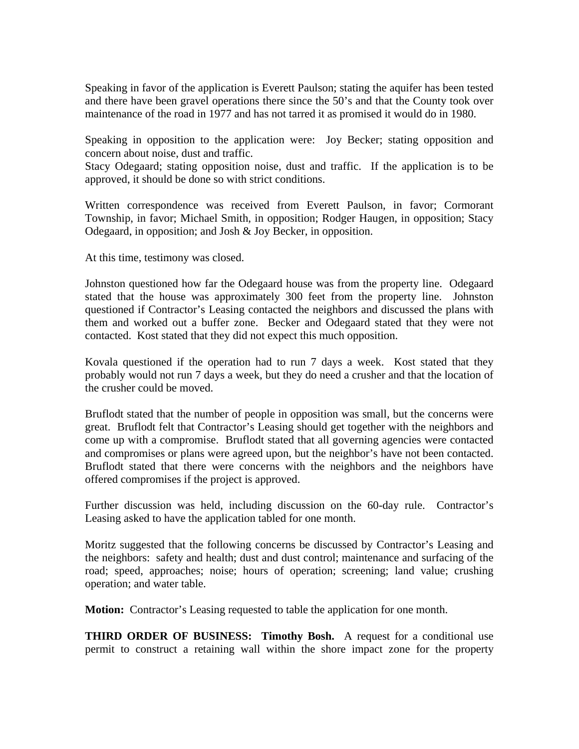Speaking in favor of the application is Everett Paulson; stating the aquifer has been tested and there have been gravel operations there since the 50's and that the County took over maintenance of the road in 1977 and has not tarred it as promised it would do in 1980.

Speaking in opposition to the application were: Joy Becker; stating opposition and concern about noise, dust and traffic.
Stacy Odegaard; stating opposition noise, dust and traffic. If the application is to be approved, it should be done so with strict conditions.

Written correspondence was received from Everett Paulson, in favor; Cormorant Township, in favor; Michael Smith, in opposition; Rodger Haugen, in opposition; Stacy Odegaard, in opposition; and Josh & Joy Becker, in opposition.

At this time, testimony was closed.

Johnston questioned how far the Odegaard house was from the property line. Odegaard stated that the house was approximately 300 feet from the property line. Johnston questioned if Contractor's Leasing contacted the neighbors and discussed the plans with them and worked out a buffer zone. Becker and Odegaard stated that they were not contacted. Kost stated that they did not expect this much opposition.

Kovala questioned if the operation had to run 7 days a week. Kost stated that they probably would not run 7 days a week, but they do need a crusher and that the location of the crusher could be moved.

Bruflodt stated that the number of people in opposition was small, but the concerns were great. Bruflodt felt that Contractor's Leasing should get together with the neighbors and come up with a compromise. Bruflodt stated that all governing agencies were contacted and compromises or plans were agreed upon, but the neighbor's have not been contacted. Bruflodt stated that there were concerns with the neighbors and the neighbors have offered compromises if the project is approved.

Further discussion was held, including discussion on the 60-day rule. Contractor's Leasing asked to have the application tabled for one month.

Moritz suggested that the following concerns be discussed by Contractor's Leasing and the neighbors: safety and health; dust and dust control; maintenance and surfacing of the road; speed, approaches; noise; hours of operation; screening; land value; crushing operation; and water table.

**Motion:** Contractor's Leasing requested to table the application for one month.

**THIRD ORDER OF BUSINESS: Timothy Bosh.** A request for a conditional use permit to construct a retaining wall within the shore impact zone for the property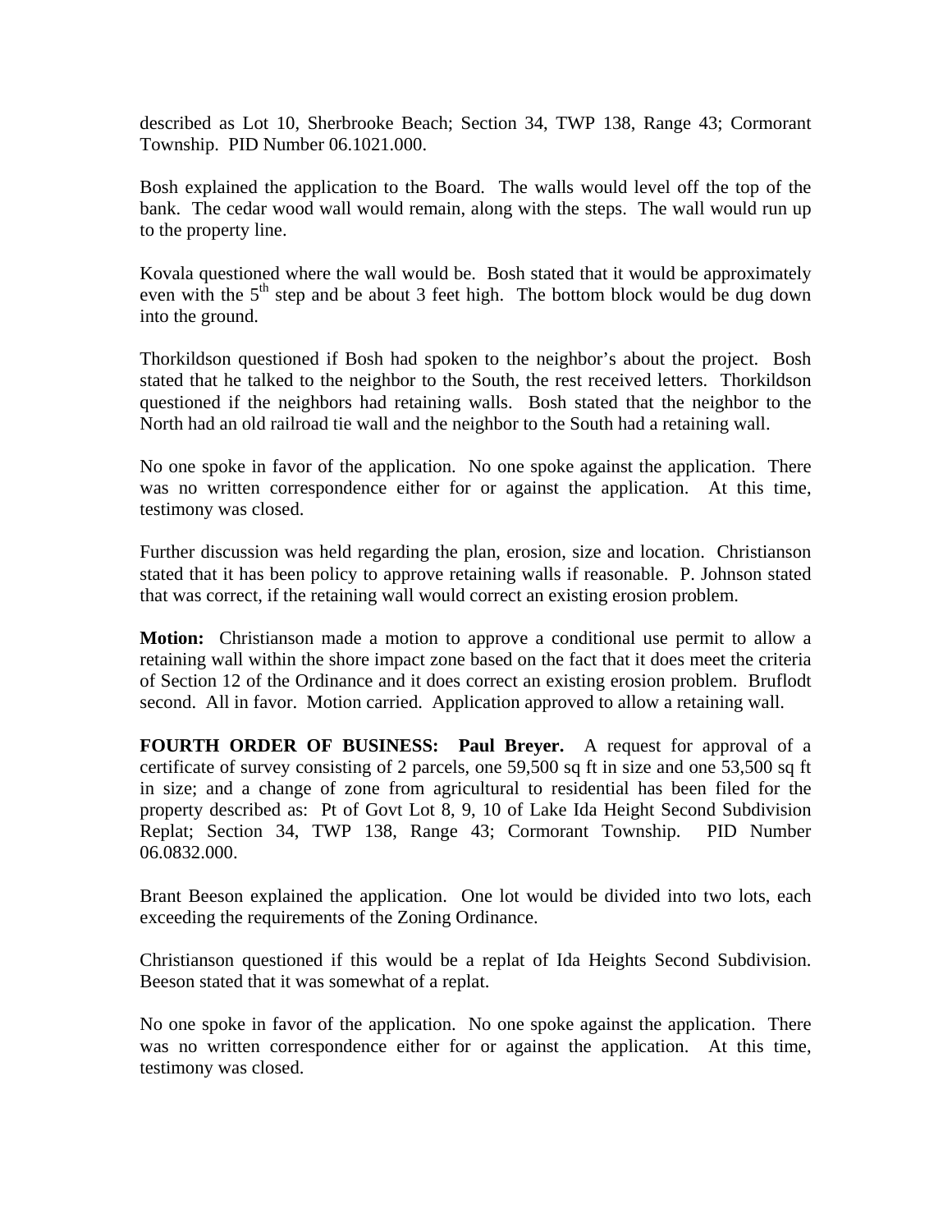described as Lot 10, Sherbrooke Beach; Section 34, TWP 138, Range 43; Cormorant Township. PID Number 06.1021.000.

Bosh explained the application to the Board. The walls would level off the top of the bank. The cedar wood wall would remain, along with the steps. The wall would run up to the property line.

Kovala questioned where the wall would be. Bosh stated that it would be approximately even with the 5th step and be about 3 feet high. The bottom block would be dug down into the ground.

Thorkildson questioned if Bosh had spoken to the neighbor's about the project. Bosh stated that he talked to the neighbor to the South, the rest received letters. Thorkildson questioned if the neighbors had retaining walls. Bosh stated that the neighbor to the North had an old railroad tie wall and the neighbor to the South had a retaining wall.

No one spoke in favor of the application. No one spoke against the application. There was no written correspondence either for or against the application. At this time, testimony was closed.

Further discussion was held regarding the plan, erosion, size and location. Christianson stated that it has been policy to approve retaining walls if reasonable. P. Johnson stated that was correct, if the retaining wall would correct an existing erosion problem.

**Motion:** Christianson made a motion to approve a conditional use permit to allow a retaining wall within the shore impact zone based on the fact that it does meet the criteria of Section 12 of the Ordinance and it does correct an existing erosion problem. Bruflodt second. All in favor. Motion carried. Application approved to allow a retaining wall.

**FOURTH ORDER OF BUSINESS: Paul Breyer.** A request for approval of a certificate of survey consisting of 2 parcels, one 59,500 sq ft in size and one 53,500 sq ft in size; and a change of zone from agricultural to residential has been filed for the property described as: Pt of Govt Lot 8, 9, 10 of Lake Ida Height Second Subdivision Replat; Section 34, TWP 138, Range 43; Cormorant Township. PID Number 06.0832.000.

Brant Beeson explained the application. One lot would be divided into two lots, each exceeding the requirements of the Zoning Ordinance.

Christianson questioned if this would be a replat of Ida Heights Second Subdivision. Beeson stated that it was somewhat of a replat.

No one spoke in favor of the application. No one spoke against the application. There was no written correspondence either for or against the application. At this time, testimony was closed.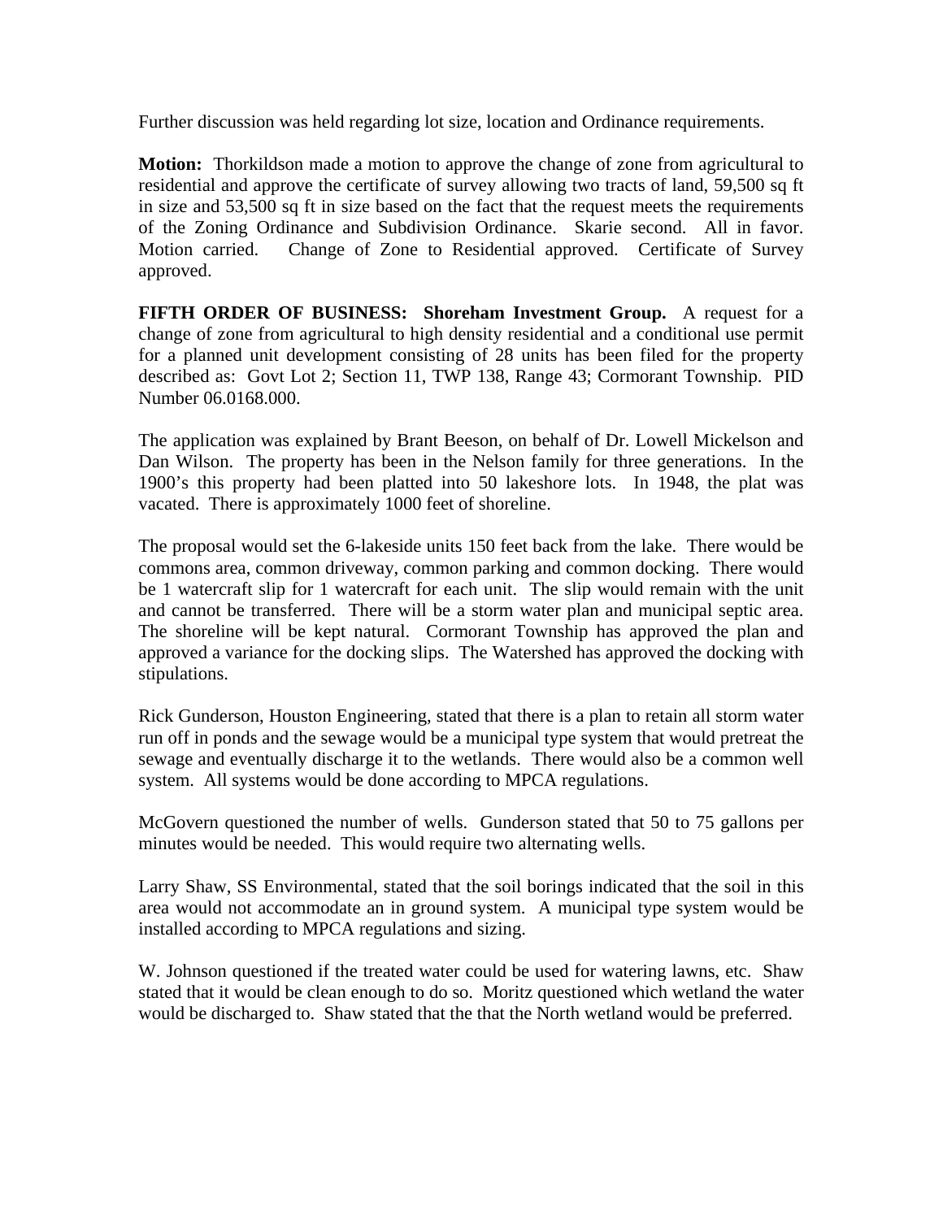Further discussion was held regarding lot size, location and Ordinance requirements.

**Motion:** Thorkildson made a motion to approve the change of zone from agricultural to residential and approve the certificate of survey allowing two tracts of land, 59,500 sq ft in size and 53,500 sq ft in size based on the fact that the request meets the requirements of the Zoning Ordinance and Subdivision Ordinance. Skarie second. All in favor. Motion carried. Change of Zone to Residential approved. Certificate of Survey approved.

**FIFTH ORDER OF BUSINESS: Shoreham Investment Group.** A request for a change of zone from agricultural to high density residential and a conditional use permit for a planned unit development consisting of 28 units has been filed for the property described as: Govt Lot 2; Section 11, TWP 138, Range 43; Cormorant Township. PID Number 06.0168.000.

The application was explained by Brant Beeson, on behalf of Dr. Lowell Mickelson and Dan Wilson. The property has been in the Nelson family for three generations. In the 1900's this property had been platted into 50 lakeshore lots. In 1948, the plat was vacated. There is approximately 1000 feet of shoreline.

The proposal would set the 6-lakeside units 150 feet back from the lake. There would be commons area, common driveway, common parking and common docking. There would be 1 watercraft slip for 1 watercraft for each unit. The slip would remain with the unit and cannot be transferred. There will be a storm water plan and municipal septic area. The shoreline will be kept natural. Cormorant Township has approved the plan and approved a variance for the docking slips. The Watershed has approved the docking with stipulations.

Rick Gunderson, Houston Engineering, stated that there is a plan to retain all storm water run off in ponds and the sewage would be a municipal type system that would pretreat the sewage and eventually discharge it to the wetlands. There would also be a common well system. All systems would be done according to MPCA regulations.

McGovern questioned the number of wells. Gunderson stated that 50 to 75 gallons per minutes would be needed. This would require two alternating wells.

Larry Shaw, SS Environmental, stated that the soil borings indicated that the soil in this area would not accommodate an in ground system. A municipal type system would be installed according to MPCA regulations and sizing.

W. Johnson questioned if the treated water could be used for watering lawns, etc. Shaw stated that it would be clean enough to do so. Moritz questioned which wetland the water would be discharged to. Shaw stated that the that the North wetland would be preferred.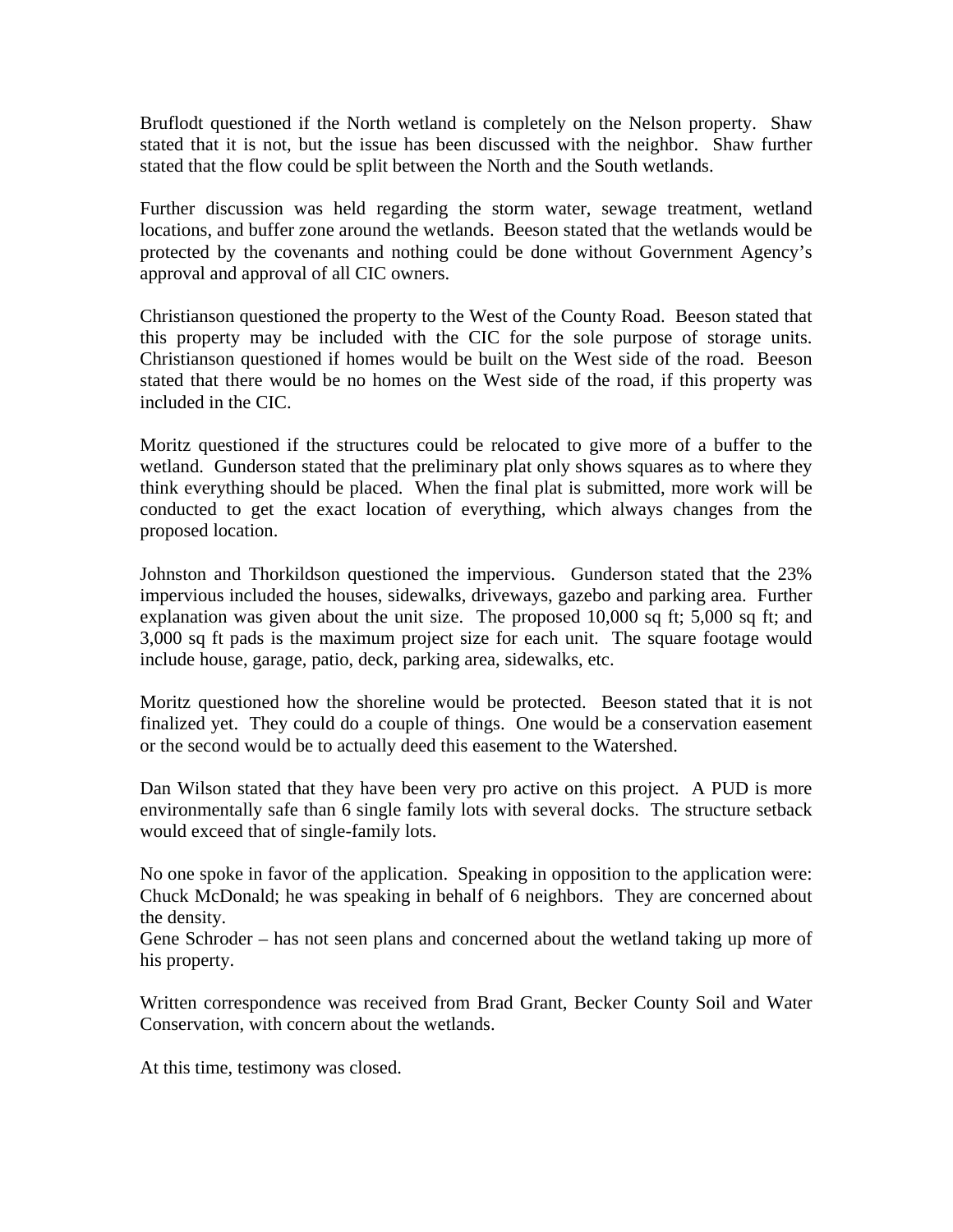Bruflodt questioned if the North wetland is completely on the Nelson property. Shaw stated that it is not, but the issue has been discussed with the neighbor. Shaw further stated that the flow could be split between the North and the South wetlands.

Further discussion was held regarding the storm water, sewage treatment, wetland locations, and buffer zone around the wetlands. Beeson stated that the wetlands would be protected by the covenants and nothing could be done without Government Agency's approval and approval of all CIC owners.

Christianson questioned the property to the West of the County Road. Beeson stated that this property may be included with the CIC for the sole purpose of storage units. Christianson questioned if homes would be built on the West side of the road. Beeson stated that there would be no homes on the West side of the road, if this property was included in the CIC.

Moritz questioned if the structures could be relocated to give more of a buffer to the wetland. Gunderson stated that the preliminary plat only shows squares as to where they think everything should be placed. When the final plat is submitted, more work will be conducted to get the exact location of everything, which always changes from the proposed location.

Johnston and Thorkildson questioned the impervious. Gunderson stated that the 23% impervious included the houses, sidewalks, driveways, gazebo and parking area. Further explanation was given about the unit size. The proposed 10,000 sq ft; 5,000 sq ft; and 3,000 sq ft pads is the maximum project size for each unit. The square footage would include house, garage, patio, deck, parking area, sidewalks, etc.

Moritz questioned how the shoreline would be protected. Beeson stated that it is not finalized yet. They could do a couple of things. One would be a conservation easement or the second would be to actually deed this easement to the Watershed.

Dan Wilson stated that they have been very pro active on this project. A PUD is more environmentally safe than 6 single family lots with several docks. The structure setback would exceed that of single-family lots.

No one spoke in favor of the application. Speaking in opposition to the application were:
Chuck McDonald; he was speaking in behalf of 6 neighbors. They are concerned about the density.
Gene Schroder – has not seen plans and concerned about the wetland taking up more of his property.

Written correspondence was received from Brad Grant, Becker County Soil and Water Conservation, with concern about the wetlands.

At this time, testimony was closed.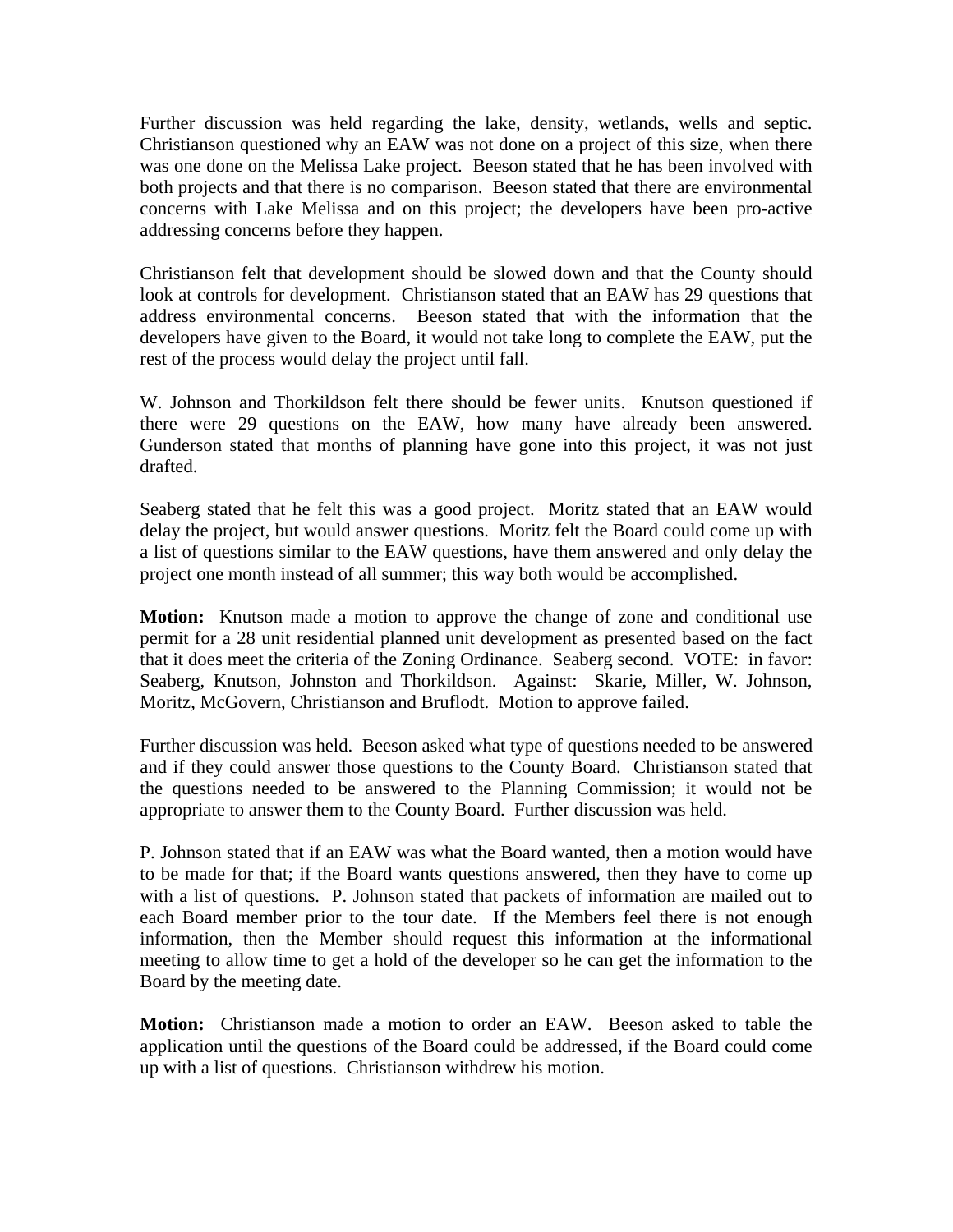Further discussion was held regarding the lake, density, wetlands, wells and septic. Christianson questioned why an EAW was not done on a project of this size, when there was one done on the Melissa Lake project. Beeson stated that he has been involved with both projects and that there is no comparison. Beeson stated that there are environmental concerns with Lake Melissa and on this project; the developers have been pro-active addressing concerns before they happen.

Christianson felt that development should be slowed down and that the County should look at controls for development. Christianson stated that an EAW has 29 questions that address environmental concerns. Beeson stated that with the information that the developers have given to the Board, it would not take long to complete the EAW, put the rest of the process would delay the project until fall.

W. Johnson and Thorkildson felt there should be fewer units. Knutson questioned if there were 29 questions on the EAW, how many have already been answered. Gunderson stated that months of planning have gone into this project, it was not just drafted.

Seaberg stated that he felt this was a good project. Moritz stated that an EAW would delay the project, but would answer questions. Moritz felt the Board could come up with a list of questions similar to the EAW questions, have them answered and only delay the project one month instead of all summer; this way both would be accomplished.

**Motion:** Knutson made a motion to approve the change of zone and conditional use permit for a 28 unit residential planned unit development as presented based on the fact that it does meet the criteria of the Zoning Ordinance. Seaberg second. VOTE: in favor: Seaberg, Knutson, Johnston and Thorkildson. Against: Skarie, Miller, W. Johnson, Moritz, McGovern, Christianson and Bruflodt. Motion to approve failed.

Further discussion was held. Beeson asked what type of questions needed to be answered and if they could answer those questions to the County Board. Christianson stated that the questions needed to be answered to the Planning Commission; it would not be appropriate to answer them to the County Board. Further discussion was held.

P. Johnson stated that if an EAW was what the Board wanted, then a motion would have to be made for that; if the Board wants questions answered, then they have to come up with a list of questions. P. Johnson stated that packets of information are mailed out to each Board member prior to the tour date. If the Members feel there is not enough information, then the Member should request this information at the informational meeting to allow time to get a hold of the developer so he can get the information to the Board by the meeting date.

**Motion:** Christianson made a motion to order an EAW. Beeson asked to table the application until the questions of the Board could be addressed, if the Board could come up with a list of questions. Christianson withdrew his motion.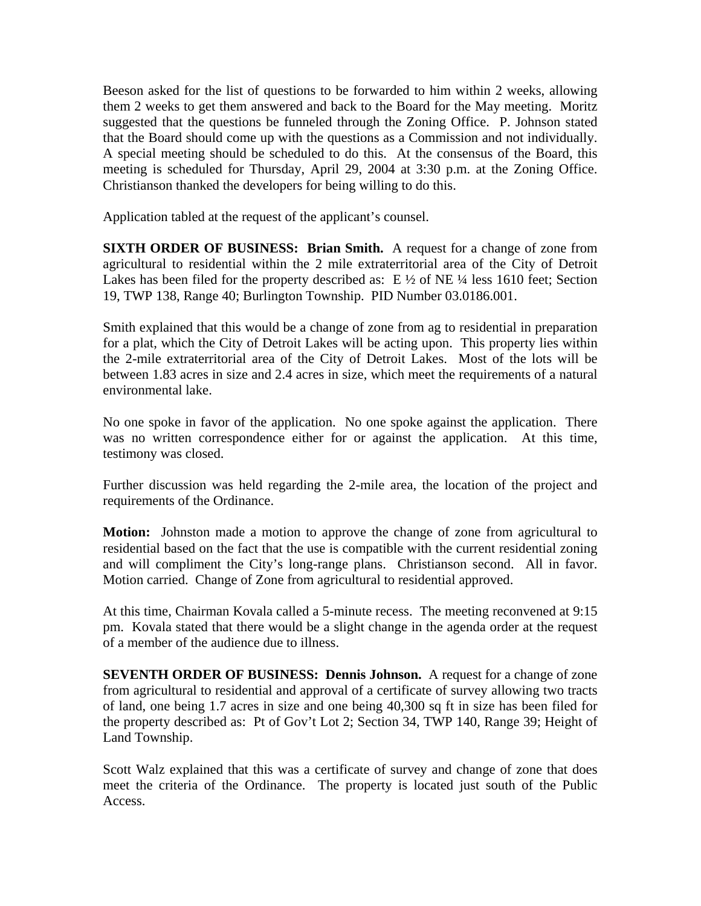Beeson asked for the list of questions to be forwarded to him within 2 weeks, allowing them 2 weeks to get them answered and back to the Board for the May meeting. Moritz suggested that the questions be funneled through the Zoning Office. P. Johnson stated that the Board should come up with the questions as a Commission and not individually. A special meeting should be scheduled to do this. At the consensus of the Board, this meeting is scheduled for Thursday, April 29, 2004 at 3:30 p.m. at the Zoning Office. Christianson thanked the developers for being willing to do this.

Application tabled at the request of the applicant's counsel.

**SIXTH ORDER OF BUSINESS: Brian Smith.** A request for a change of zone from agricultural to residential within the 2 mile extraterritorial area of the City of Detroit Lakes has been filed for the property described as: E ½ of NE ¼ less 1610 feet; Section 19, TWP 138, Range 40; Burlington Township. PID Number 03.0186.001.

Smith explained that this would be a change of zone from ag to residential in preparation for a plat, which the City of Detroit Lakes will be acting upon. This property lies within the 2-mile extraterritorial area of the City of Detroit Lakes. Most of the lots will be between 1.83 acres in size and 2.4 acres in size, which meet the requirements of a natural environmental lake.

No one spoke in favor of the application. No one spoke against the application. There was no written correspondence either for or against the application. At this time, testimony was closed.

Further discussion was held regarding the 2-mile area, the location of the project and requirements of the Ordinance.

**Motion:** Johnston made a motion to approve the change of zone from agricultural to residential based on the fact that the use is compatible with the current residential zoning and will compliment the City's long-range plans. Christianson second. All in favor. Motion carried. Change of Zone from agricultural to residential approved.

At this time, Chairman Kovala called a 5-minute recess. The meeting reconvened at 9:15 pm. Kovala stated that there would be a slight change in the agenda order at the request of a member of the audience due to illness.

**SEVENTH ORDER OF BUSINESS: Dennis Johnson.** A request for a change of zone from agricultural to residential and approval of a certificate of survey allowing two tracts of land, one being 1.7 acres in size and one being 40,300 sq ft in size has been filed for the property described as: Pt of Gov't Lot 2; Section 34, TWP 140, Range 39; Height of Land Township.

Scott Walz explained that this was a certificate of survey and change of zone that does meet the criteria of the Ordinance. The property is located just south of the Public Access.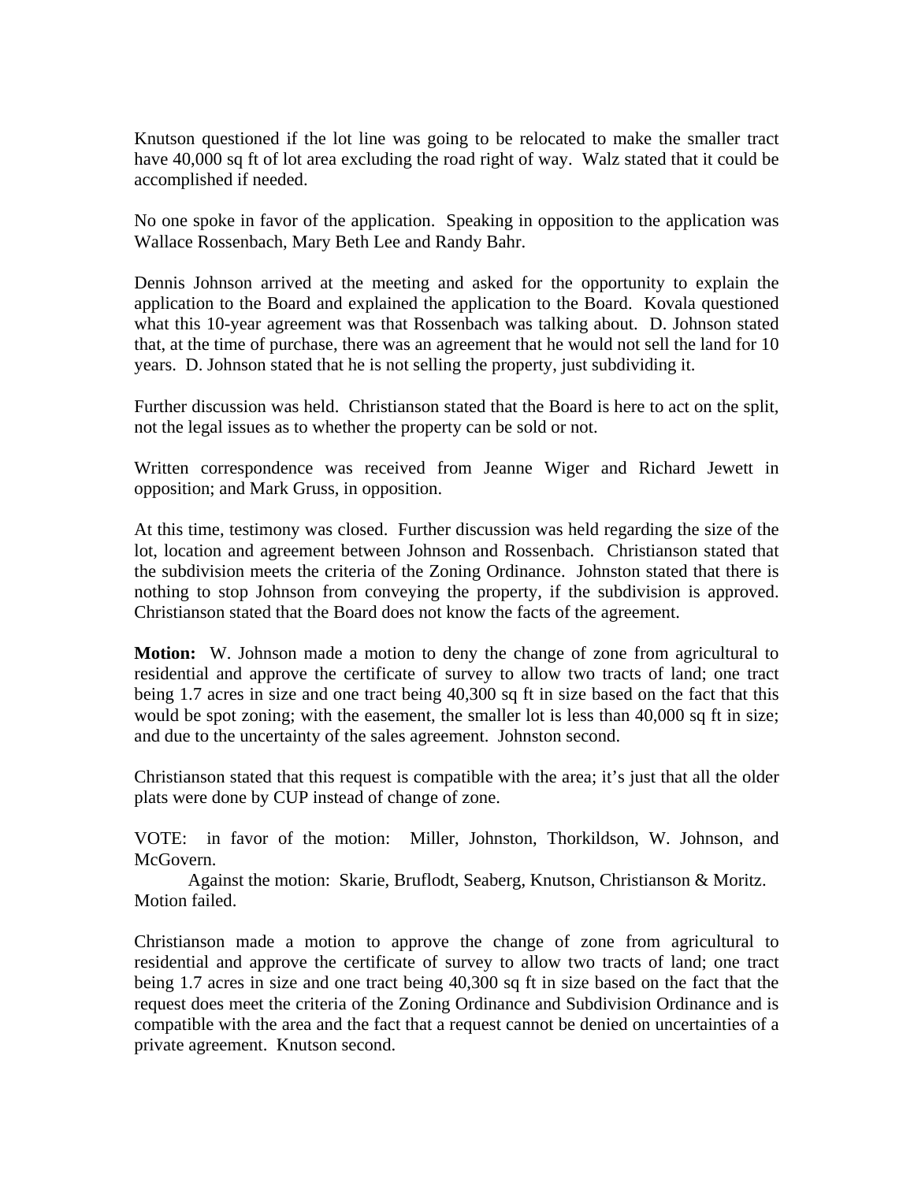Knutson questioned if the lot line was going to be relocated to make the smaller tract have 40,000 sq ft of lot area excluding the road right of way. Walz stated that it could be accomplished if needed.

No one spoke in favor of the application. Speaking in opposition to the application was Wallace Rossenbach, Mary Beth Lee and Randy Bahr.

Dennis Johnson arrived at the meeting and asked for the opportunity to explain the application to the Board and explained the application to the Board. Kovala questioned what this 10-year agreement was that Rossenbach was talking about. D. Johnson stated that, at the time of purchase, there was an agreement that he would not sell the land for 10 years. D. Johnson stated that he is not selling the property, just subdividing it.

Further discussion was held. Christianson stated that the Board is here to act on the split, not the legal issues as to whether the property can be sold or not.

Written correspondence was received from Jeanne Wiger and Richard Jewett in opposition; and Mark Gruss, in opposition.

At this time, testimony was closed. Further discussion was held regarding the size of the lot, location and agreement between Johnson and Rossenbach. Christianson stated that the subdivision meets the criteria of the Zoning Ordinance. Johnston stated that there is nothing to stop Johnson from conveying the property, if the subdivision is approved. Christianson stated that the Board does not know the facts of the agreement.

**Motion:** W. Johnson made a motion to deny the change of zone from agricultural to residential and approve the certificate of survey to allow two tracts of land; one tract being 1.7 acres in size and one tract being 40,300 sq ft in size based on the fact that this would be spot zoning; with the easement, the smaller lot is less than 40,000 sq ft in size; and due to the uncertainty of the sales agreement. Johnston second.

Christianson stated that this request is compatible with the area; it's just that all the older plats were done by CUP instead of change of zone.

VOTE: in favor of the motion: Miller, Johnston, Thorkildson, W. Johnson, and McGovern.

Against the motion: Skarie, Bruflodt, Seaberg, Knutson, Christianson & Moritz. Motion failed.

Christianson made a motion to approve the change of zone from agricultural to residential and approve the certificate of survey to allow two tracts of land; one tract being 1.7 acres in size and one tract being 40,300 sq ft in size based on the fact that the request does meet the criteria of the Zoning Ordinance and Subdivision Ordinance and is compatible with the area and the fact that a request cannot be denied on uncertainties of a private agreement. Knutson second.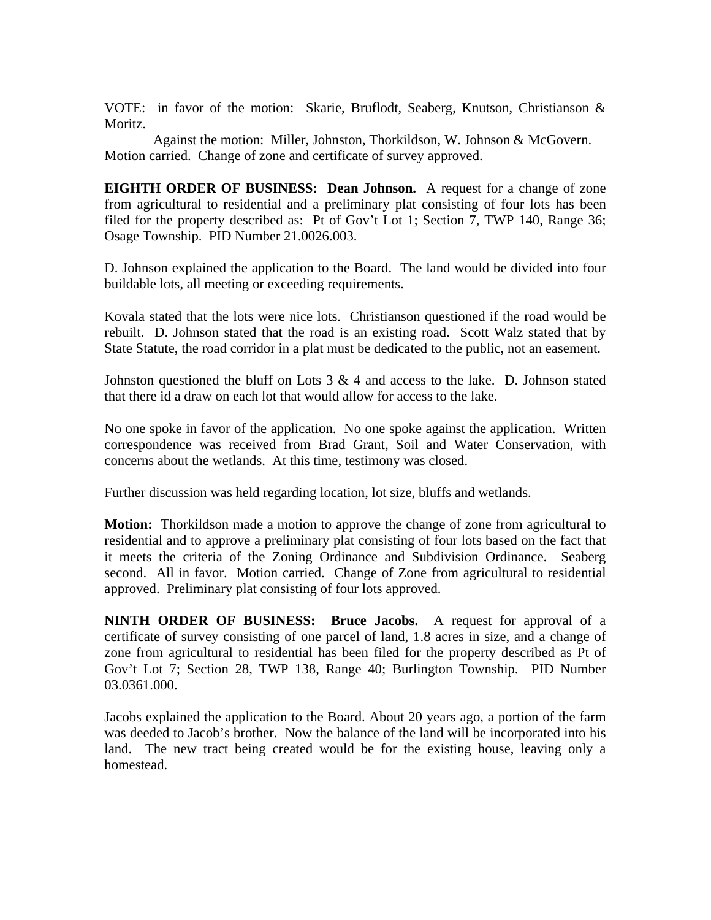VOTE: in favor of the motion: Skarie, Bruflodt, Seaberg, Knutson, Christianson & Moritz.

Against the motion: Miller, Johnston, Thorkildson, W. Johnson & McGovern.

Motion carried. Change of zone and certificate of survey approved.

**EIGHTH ORDER OF BUSINESS: Dean Johnson.** A request for a change of zone from agricultural to residential and a preliminary plat consisting of four lots has been filed for the property described as: Pt of Gov't Lot 1; Section 7, TWP 140, Range 36; Osage Township. PID Number 21.0026.003.

D. Johnson explained the application to the Board. The land would be divided into four buildable lots, all meeting or exceeding requirements.

Kovala stated that the lots were nice lots. Christianson questioned if the road would be rebuilt. D. Johnson stated that the road is an existing road. Scott Walz stated that by State Statute, the road corridor in a plat must be dedicated to the public, not an easement.

Johnston questioned the bluff on Lots 3 & 4 and access to the lake. D. Johnson stated that there id a draw on each lot that would allow for access to the lake.

No one spoke in favor of the application. No one spoke against the application. Written correspondence was received from Brad Grant, Soil and Water Conservation, with concerns about the wetlands. At this time, testimony was closed.

Further discussion was held regarding location, lot size, bluffs and wetlands.

**Motion:** Thorkildson made a motion to approve the change of zone from agricultural to residential and to approve a preliminary plat consisting of four lots based on the fact that it meets the criteria of the Zoning Ordinance and Subdivision Ordinance. Seaberg second. All in favor. Motion carried. Change of Zone from agricultural to residential approved. Preliminary plat consisting of four lots approved.

**NINTH ORDER OF BUSINESS: Bruce Jacobs.** A request for approval of a certificate of survey consisting of one parcel of land, 1.8 acres in size, and a change of zone from agricultural to residential has been filed for the property described as Pt of Gov't Lot 7; Section 28, TWP 138, Range 40; Burlington Township. PID Number 03.0361.000.

Jacobs explained the application to the Board. About 20 years ago, a portion of the farm was deeded to Jacob's brother. Now the balance of the land will be incorporated into his land. The new tract being created would be for the existing house, leaving only a homestead.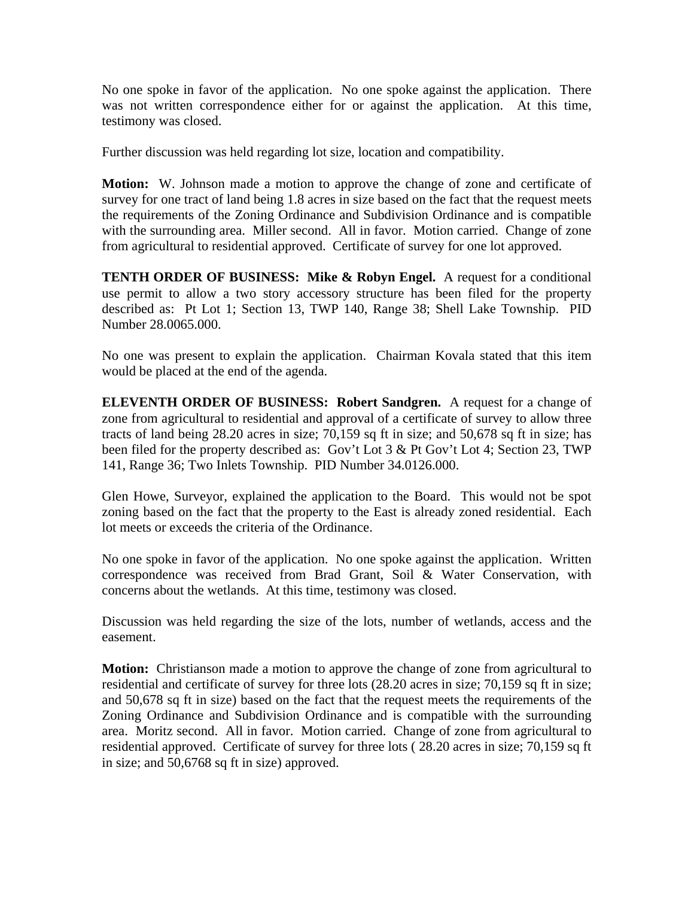No one spoke in favor of the application. No one spoke against the application. There was not written correspondence either for or against the application. At this time, testimony was closed.

Further discussion was held regarding lot size, location and compatibility.

**Motion:** W. Johnson made a motion to approve the change of zone and certificate of survey for one tract of land being 1.8 acres in size based on the fact that the request meets the requirements of the Zoning Ordinance and Subdivision Ordinance and is compatible with the surrounding area. Miller second. All in favor. Motion carried. Change of zone from agricultural to residential approved. Certificate of survey for one lot approved.

**TENTH ORDER OF BUSINESS: Mike & Robyn Engel.** A request for a conditional use permit to allow a two story accessory structure has been filed for the property described as: Pt Lot 1; Section 13, TWP 140, Range 38; Shell Lake Township. PID Number 28.0065.000.

No one was present to explain the application. Chairman Kovala stated that this item would be placed at the end of the agenda.

**ELEVENTH ORDER OF BUSINESS: Robert Sandgren.** A request for a change of zone from agricultural to residential and approval of a certificate of survey to allow three tracts of land being 28.20 acres in size; 70,159 sq ft in size; and 50,678 sq ft in size; has been filed for the property described as: Gov't Lot 3 & Pt Gov't Lot 4; Section 23, TWP 141, Range 36; Two Inlets Township. PID Number 34.0126.000.

Glen Howe, Surveyor, explained the application to the Board. This would not be spot zoning based on the fact that the property to the East is already zoned residential. Each lot meets or exceeds the criteria of the Ordinance.

No one spoke in favor of the application. No one spoke against the application. Written correspondence was received from Brad Grant, Soil & Water Conservation, with concerns about the wetlands. At this time, testimony was closed.

Discussion was held regarding the size of the lots, number of wetlands, access and the easement.

**Motion:** Christianson made a motion to approve the change of zone from agricultural to residential and certificate of survey for three lots (28.20 acres in size; 70,159 sq ft in size; and 50,678 sq ft in size) based on the fact that the request meets the requirements of the Zoning Ordinance and Subdivision Ordinance and is compatible with the surrounding area. Moritz second. All in favor. Motion carried. Change of zone from agricultural to residential approved. Certificate of survey for three lots ( 28.20 acres in size; 70,159 sq ft in size; and 50,6768 sq ft in size) approved.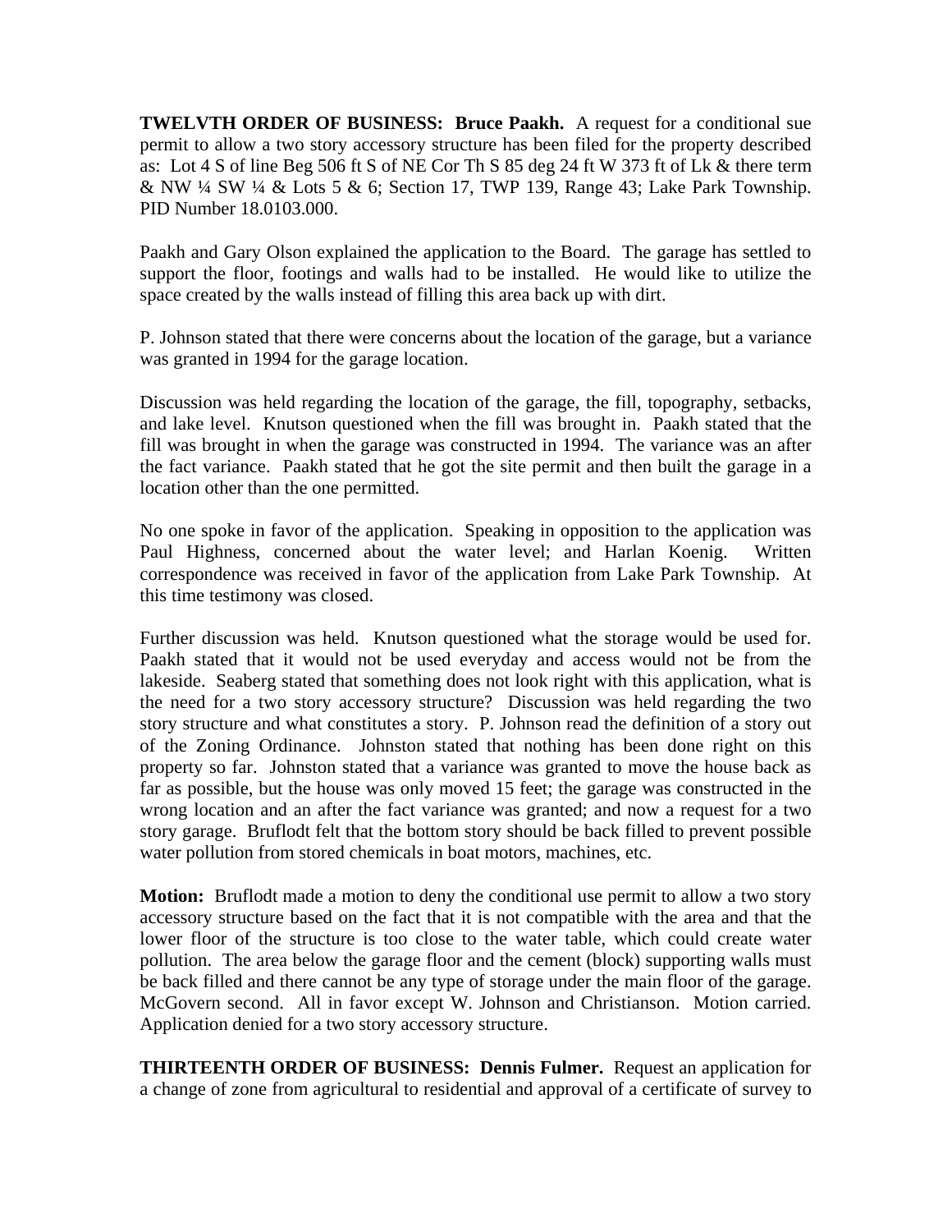**TWELVTH ORDER OF BUSINESS: Bruce Paakh.** A request for a conditional sue permit to allow a two story accessory structure has been filed for the property described as: Lot 4 S of line Beg 506 ft S of NE Cor Th S 85 deg 24 ft W 373 ft of Lk & there term & NW ¼ SW ¼ & Lots 5 & 6; Section 17, TWP 139, Range 43; Lake Park Township. PID Number 18.0103.000.

Paakh and Gary Olson explained the application to the Board. The garage has settled to support the floor, footings and walls had to be installed. He would like to utilize the space created by the walls instead of filling this area back up with dirt.

P. Johnson stated that there were concerns about the location of the garage, but a variance was granted in 1994 for the garage location.

Discussion was held regarding the location of the garage, the fill, topography, setbacks, and lake level. Knutson questioned when the fill was brought in. Paakh stated that the fill was brought in when the garage was constructed in 1994. The variance was an after the fact variance. Paakh stated that he got the site permit and then built the garage in a location other than the one permitted.

No one spoke in favor of the application. Speaking in opposition to the application was Paul Highness, concerned about the water level; and Harlan Koenig. Written correspondence was received in favor of the application from Lake Park Township. At this time testimony was closed.

Further discussion was held. Knutson questioned what the storage would be used for. Paakh stated that it would not be used everyday and access would not be from the lakeside. Seaberg stated that something does not look right with this application, what is the need for a two story accessory structure? Discussion was held regarding the two story structure and what constitutes a story. P. Johnson read the definition of a story out of the Zoning Ordinance. Johnston stated that nothing has been done right on this property so far. Johnston stated that a variance was granted to move the house back as far as possible, but the house was only moved 15 feet; the garage was constructed in the wrong location and an after the fact variance was granted; and now a request for a two story garage. Bruflodt felt that the bottom story should be back filled to prevent possible water pollution from stored chemicals in boat motors, machines, etc.

**Motion:** Bruflodt made a motion to deny the conditional use permit to allow a two story accessory structure based on the fact that it is not compatible with the area and that the lower floor of the structure is too close to the water table, which could create water pollution. The area below the garage floor and the cement (block) supporting walls must be back filled and there cannot be any type of storage under the main floor of the garage. McGovern second. All in favor except W. Johnson and Christianson. Motion carried. Application denied for a two story accessory structure.

**THIRTEENTH ORDER OF BUSINESS: Dennis Fulmer.** Request an application for a change of zone from agricultural to residential and approval of a certificate of survey to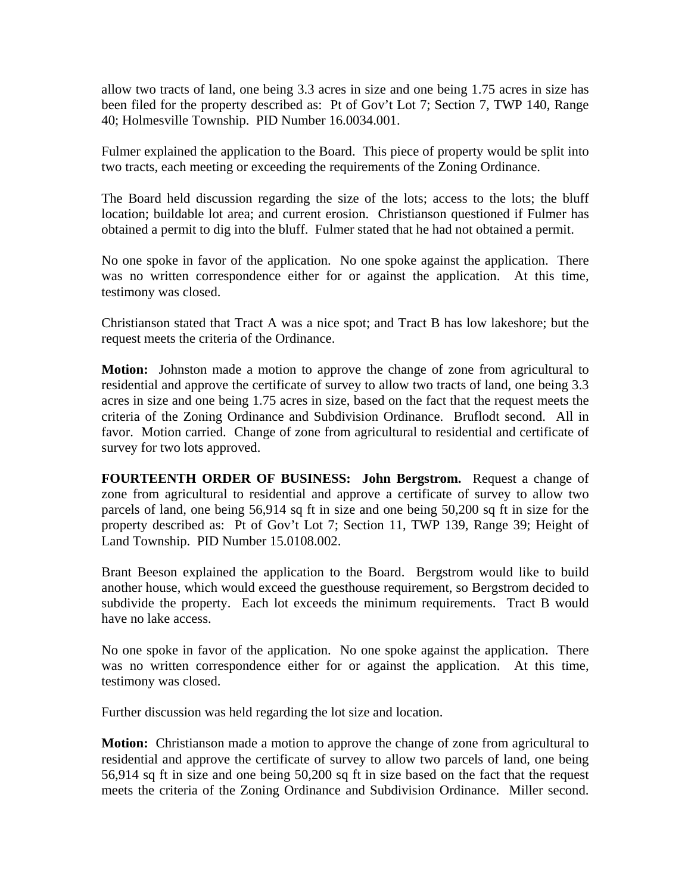allow two tracts of land, one being 3.3 acres in size and one being 1.75 acres in size has been filed for the property described as: Pt of Gov't Lot 7; Section 7, TWP 140, Range 40; Holmesville Township. PID Number 16.0034.001.

Fulmer explained the application to the Board. This piece of property would be split into two tracts, each meeting or exceeding the requirements of the Zoning Ordinance.

The Board held discussion regarding the size of the lots; access to the lots; the bluff location; buildable lot area; and current erosion. Christianson questioned if Fulmer has obtained a permit to dig into the bluff. Fulmer stated that he had not obtained a permit.

No one spoke in favor of the application. No one spoke against the application. There was no written correspondence either for or against the application. At this time, testimony was closed.

Christianson stated that Tract A was a nice spot; and Tract B has low lakeshore; but the request meets the criteria of the Ordinance.

**Motion:** Johnston made a motion to approve the change of zone from agricultural to residential and approve the certificate of survey to allow two tracts of land, one being 3.3 acres in size and one being 1.75 acres in size, based on the fact that the request meets the criteria of the Zoning Ordinance and Subdivision Ordinance. Bruflodt second. All in favor. Motion carried. Change of zone from agricultural to residential and certificate of survey for two lots approved.

**FOURTEENTH ORDER OF BUSINESS: John Bergstrom.** Request a change of zone from agricultural to residential and approve a certificate of survey to allow two parcels of land, one being 56,914 sq ft in size and one being 50,200 sq ft in size for the property described as: Pt of Gov't Lot 7; Section 11, TWP 139, Range 39; Height of Land Township. PID Number 15.0108.002.

Brant Beeson explained the application to the Board. Bergstrom would like to build another house, which would exceed the guesthouse requirement, so Bergstrom decided to subdivide the property. Each lot exceeds the minimum requirements. Tract B would have no lake access.

No one spoke in favor of the application. No one spoke against the application. There was no written correspondence either for or against the application. At this time, testimony was closed.

Further discussion was held regarding the lot size and location.

**Motion:** Christianson made a motion to approve the change of zone from agricultural to residential and approve the certificate of survey to allow two parcels of land, one being 56,914 sq ft in size and one being 50,200 sq ft in size based on the fact that the request meets the criteria of the Zoning Ordinance and Subdivision Ordinance. Miller second.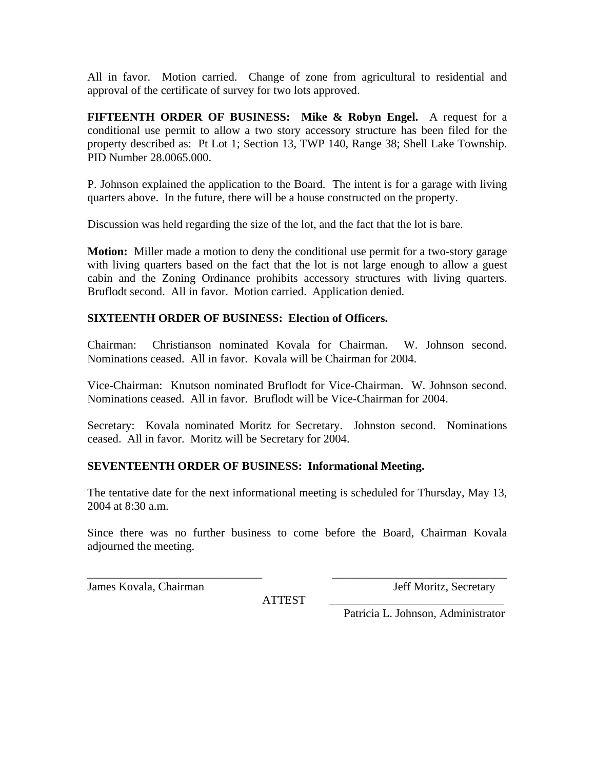All in favor. Motion carried. Change of zone from agricultural to residential and approval of the certificate of survey for two lots approved.

**FIFTEENTH ORDER OF BUSINESS: Mike & Robyn Engel.** A request for a conditional use permit to allow a two story accessory structure has been filed for the property described as: Pt Lot 1; Section 13, TWP 140, Range 38; Shell Lake Township. PID Number 28.0065.000.

P. Johnson explained the application to the Board. The intent is for a garage with living quarters above. In the future, there will be a house constructed on the property.

Discussion was held regarding the size of the lot, and the fact that the lot is bare.

**Motion:** Miller made a motion to deny the conditional use permit for a two-story garage with living quarters based on the fact that the lot is not large enough to allow a guest cabin and the Zoning Ordinance prohibits accessory structures with living quarters. Bruflodt second. All in favor. Motion carried. Application denied.

**SIXTEENTH ORDER OF BUSINESS: Election of Officers.**

Chairman: Christianson nominated Kovala for Chairman. W. Johnson second. Nominations ceased. All in favor. Kovala will be Chairman for 2004.

Vice-Chairman: Knutson nominated Bruflodt for Vice-Chairman. W. Johnson second. Nominations ceased. All in favor. Bruflodt will be Vice-Chairman for 2004.

Secretary: Kovala nominated Moritz for Secretary. Johnston second. Nominations ceased. All in favor. Moritz will be Secretary for 2004.

**SEVENTEENTH ORDER OF BUSINESS: Informational Meeting.**

The tentative date for the next informational meeting is scheduled for Thursday, May 13, 2004 at 8:30 a.m.

Since there was no further business to come before the Board, Chairman Kovala adjourned the meeting.

\_\_\_\_\_\_\_\_\_\_\_\_\_\_\_\_\_\_\_\_\_\_\_\_\_\_\_\_\_\_
James Kovala, Chairman

\_\_\_\_\_\_\_\_\_\_\_\_\_\_\_\_\_\_\_\_\_\_\_\_\_\_\_\_\_\_
Jeff Moritz, Secretary

ATTEST \_\_\_\_\_\_\_\_\_\_\_\_\_\_\_\_\_\_\_\_\_\_\_\_\_\_\_\_\_\_
Patricia L. Johnson, Administrator